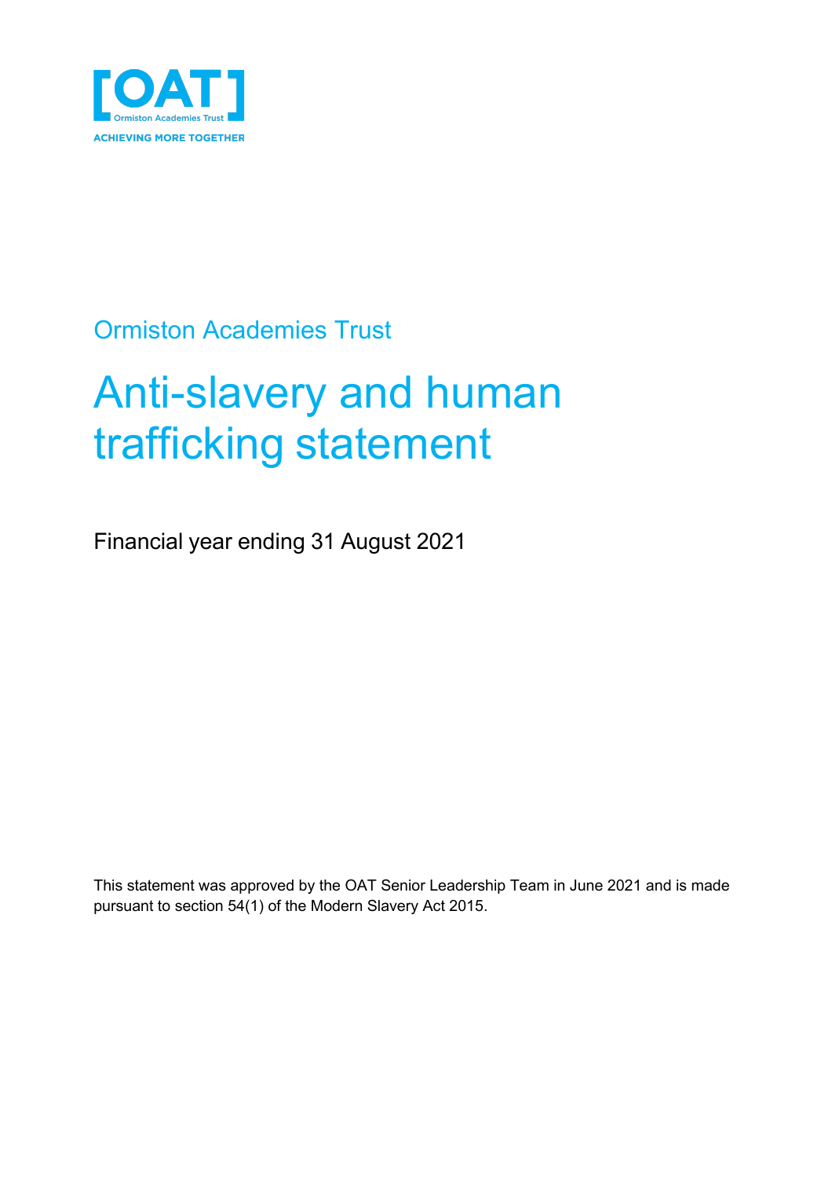[OAT]
Ormiston Academies Trust
ACHIEVING MORE TOGETHER

Ormiston Academies Trust

# Anti-slavery and human trafficking statement

Financial year ending 31 August 2021

This statement was approved by the OAT Senior Leadership Team in June 2021 and is made pursuant to section 54(1) of the Modern Slavery Act 2015.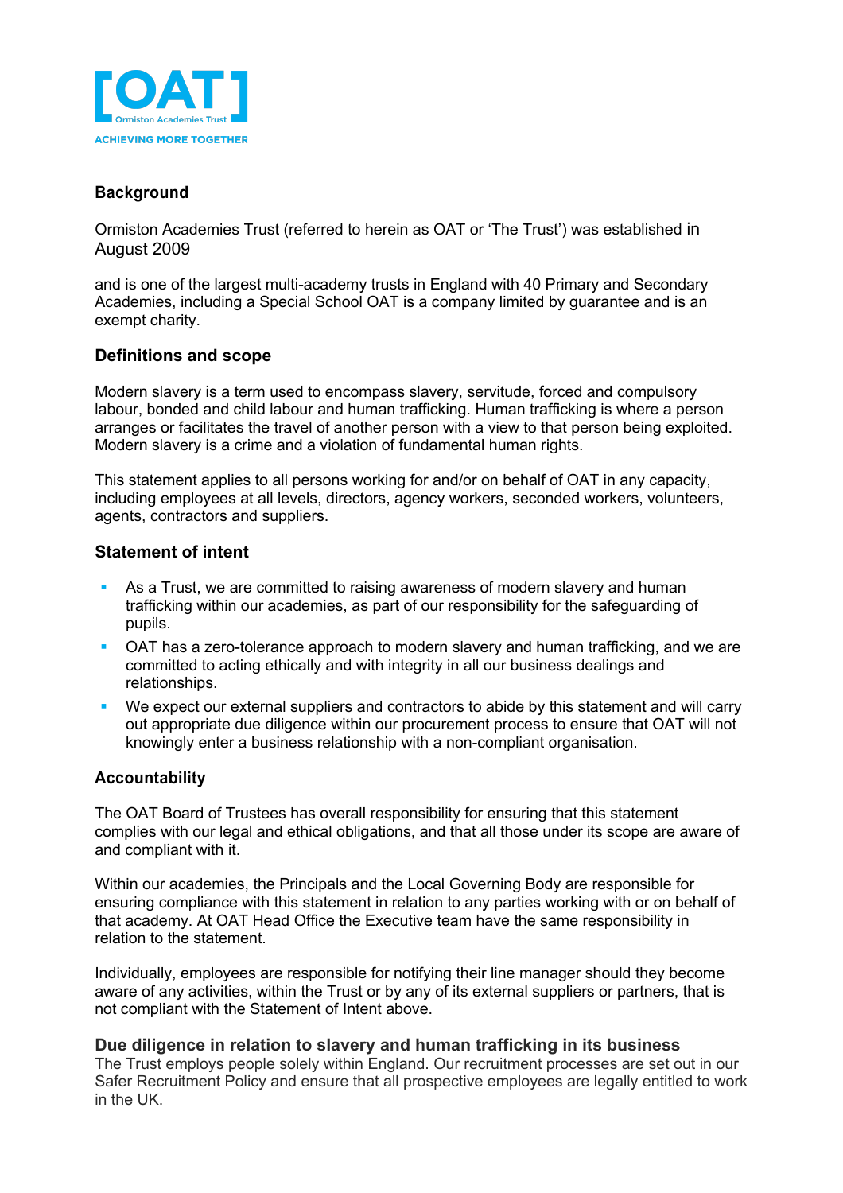## Background

Ormiston Academies Trust (referred to herein as OAT or 'The Trust') was established in August 2009

and is one of the largest multi-academy trusts in England with 40 Primary and Secondary Academies, including a Special School OAT is a company limited by guarantee and is an exempt charity.

## Definitions and scope

Modern slavery is a term used to encompass slavery, servitude, forced and compulsory labour, bonded and child labour and human trafficking. Human trafficking is where a person arranges or facilitates the travel of another person with a view to that person being exploited. Modern slavery is a crime and a violation of fundamental human rights.

This statement applies to all persons working for and/or on behalf of OAT in any capacity, including employees at all levels, directors, agency workers, seconded workers, volunteers, agents, contractors and suppliers.

## Statement of intent

- As a Trust, we are committed to raising awareness of modern slavery and human trafficking within our academies, as part of our responsibility for the safeguarding of pupils.
- OAT has a zero-tolerance approach to modern slavery and human trafficking, and we are committed to acting ethically and with integrity in all our business dealings and relationships.
- We expect our external suppliers and contractors to abide by this statement and will carry out appropriate due diligence within our procurement process to ensure that OAT will not knowingly enter a business relationship with a non-compliant organisation.

## Accountability

The OAT Board of Trustees has overall responsibility for ensuring that this statement complies with our legal and ethical obligations, and that all those under its scope are aware of and compliant with it.

Within our academies, the Principals and the Local Governing Body are responsible for ensuring compliance with this statement in relation to any parties working with or on behalf of that academy. At OAT Head Office the Executive team have the same responsibility in relation to the statement.

Individually, employees are responsible for notifying their line manager should they become aware of any activities, within the Trust or by any of its external suppliers or partners, that is not compliant with the Statement of Intent above.

## Due diligence in relation to slavery and human trafficking in its business

The Trust employs people solely within England. Our recruitment processes are set out in our Safer Recruitment Policy and ensure that all prospective employees are legally entitled to work in the UK.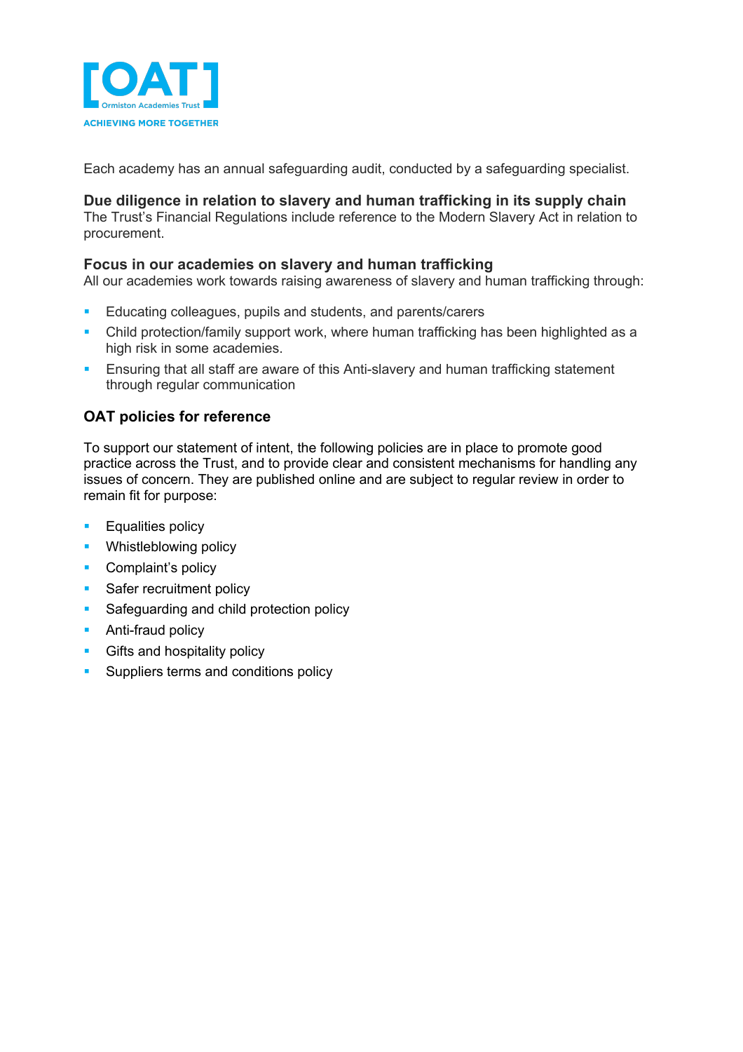Each academy has an annual safeguarding audit, conducted by a safeguarding specialist.

### Due diligence in relation to slavery and human trafficking in its supply chain

The Trust's Financial Regulations include reference to the Modern Slavery Act in relation to procurement.

### Focus in our academies on slavery and human trafficking

All our academies work towards raising awareness of slavery and human trafficking through:

- Educating colleagues, pupils and students, and parents/carers
- Child protection/family support work, where human trafficking has been highlighted as a high risk in some academies.
- Ensuring that all staff are aware of this Anti-slavery and human trafficking statement through regular communication

### OAT policies for reference

To support our statement of intent, the following policies are in place to promote good practice across the Trust, and to provide clear and consistent mechanisms for handling any issues of concern. They are published online and are subject to regular review in order to remain fit for purpose:

- Equalities policy
- Whistleblowing policy
- Complaint's policy
- Safer recruitment policy
- Safeguarding and child protection policy
- Anti-fraud policy
- Gifts and hospitality policy
- Suppliers terms and conditions policy